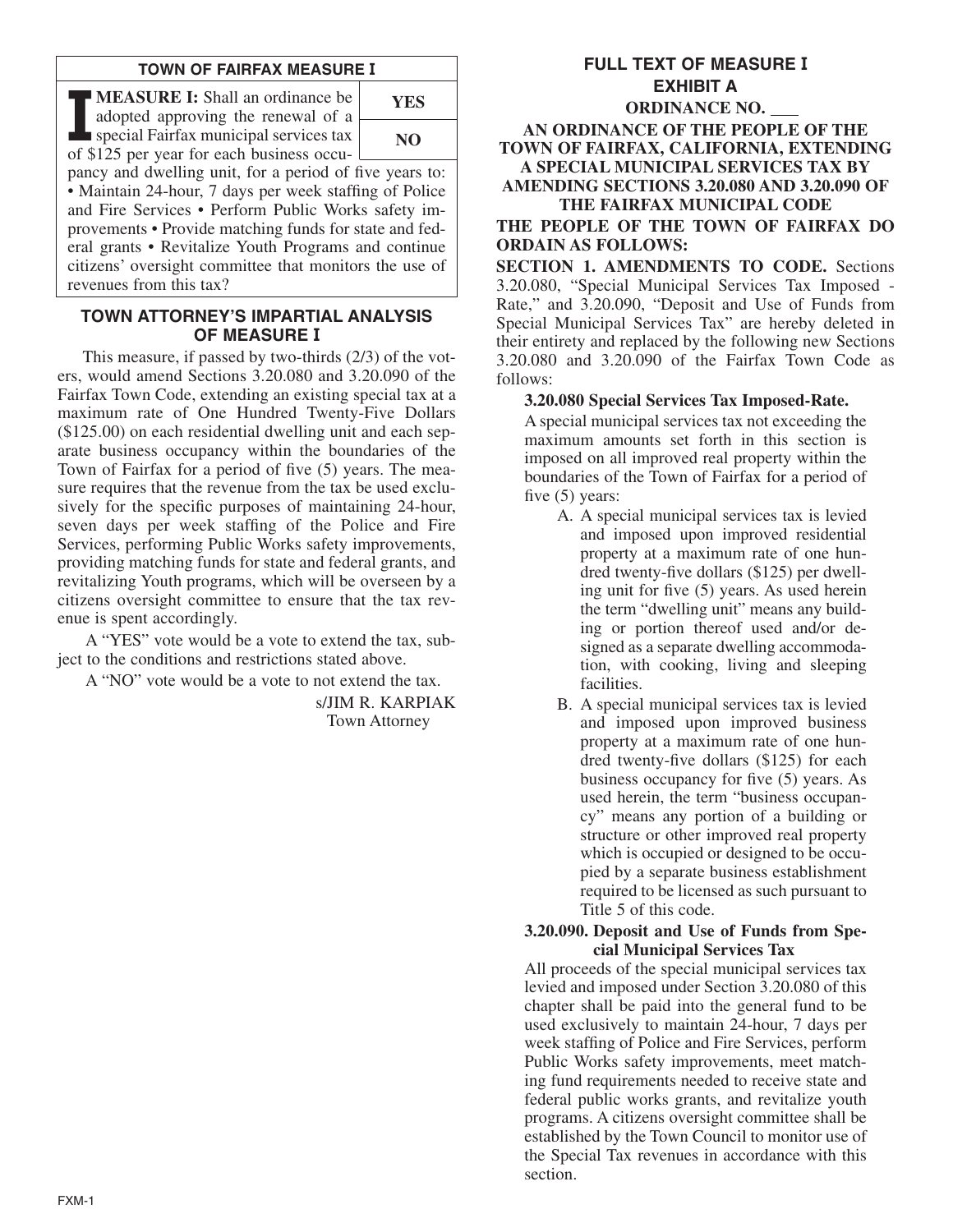## TOWN OF FAIRFAX MEASURE I

**MEASURE I:** Shall an ordinance be adopted approving the renewal of a special Fairfax municipal services tax of $125 per year for each business occupancy and dwelling unit, for a period of five years to: • Maintain 24-hour, 7 days per week staffing of Police and Fire Services • Perform Public Works safety improvements • Provide matching funds for state and federal grants • Revitalize Youth Programs and continue citizens' oversight committee that monitors the use of revenues from this tax?

| YES |
|---|
| NO |

## TOWN ATTORNEY'S IMPARTIAL ANALYSIS OF MEASURE I

This measure, if passed by two-thirds (2/3) of the voters, would amend Sections 3.20.080 and 3.20.090 of the Fairfax Town Code, extending an existing special tax at a maximum rate of One Hundred Twenty-Five Dollars ($125.00) on each residential dwelling unit and each separate business occupancy within the boundaries of the Town of Fairfax for a period of five (5) years. The measure requires that the revenue from the tax be used exclusively for the specific purposes of maintaining 24-hour, seven days per week staffing of the Police and Fire Services, performing Public Works safety improvements, providing matching funds for state and federal grants, and revitalizing Youth programs, which will be overseen by a citizens oversight committee to ensure that the tax revenue is spent accordingly.

A "YES" vote would be a vote to extend the tax, subject to the conditions and restrictions stated above.

A "NO" vote would be a vote to not extend the tax.

s/JIM R. KARPIAK
Town Attorney

## FULL TEXT OF MEASURE I
## EXHIBIT A
### ORDINANCE NO. ___

**AN ORDINANCE OF THE PEOPLE OF THE TOWN OF FAIRFAX, CALIFORNIA, EXTENDING A SPECIAL MUNICIPAL SERVICES TAX BY AMENDING SECTIONS 3.20.080 AND 3.20.090 OF THE FAIRFAX MUNICIPAL CODE**

**THE PEOPLE OF THE TOWN OF FAIRFAX DO ORDAIN AS FOLLOWS:**

**SECTION 1. AMENDMENTS TO CODE.** Sections 3.20.080, "Special Municipal Services Tax Imposed - Rate," and 3.20.090, "Deposit and Use of Funds from Special Municipal Services Tax" are hereby deleted in their entirety and replaced by the following new Sections 3.20.080 and 3.20.090 of the Fairfax Town Code as follows:

**3.20.080 Special Services Tax Imposed-Rate.**

A special municipal services tax not exceeding the maximum amounts set forth in this section is imposed on all improved real property within the boundaries of the Town of Fairfax for a period of five (5) years:

A. A special municipal services tax is levied and imposed upon improved residential property at a maximum rate of one hundred twenty-five dollars ($125) per dwelling unit for five (5) years. As used herein the term "dwelling unit" means any building or portion thereof used and/or designed as a separate dwelling accommodation, with cooking, living and sleeping facilities.

B. A special municipal services tax is levied and imposed upon improved business property at a maximum rate of one hundred twenty-five dollars ($125) for each business occupancy for five (5) years. As used herein, the term "business occupancy" means any portion of a building or structure or other improved real property which is occupied or designed to be occupied by a separate business establishment required to be licensed as such pursuant to Title 5 of this code.

**3.20.090. Deposit and Use of Funds from Special Municipal Services Tax**

All proceeds of the special municipal services tax levied and imposed under Section 3.20.080 of this chapter shall be paid into the general fund to be used exclusively to maintain 24-hour, 7 days per week staffing of Police and Fire Services, perform Public Works safety improvements, meet matching fund requirements needed to receive state and federal public works grants, and revitalize youth programs. A citizens oversight committee shall be established by the Town Council to monitor use of the Special Tax revenues in accordance with this section.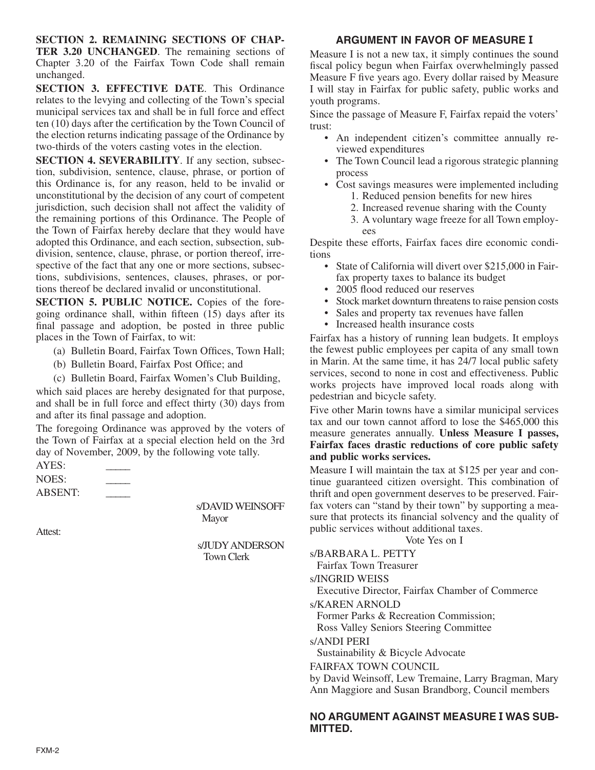**SECTION 2. REMAINING SECTIONS OF CHAPTER 3.20 UNCHANGED**. The remaining sections of Chapter 3.20 of the Fairfax Town Code shall remain unchanged.

**SECTION 3. EFFECTIVE DATE**. This Ordinance relates to the levying and collecting of the Town's special municipal services tax and shall be in full force and effect ten (10) days after the certification by the Town Council of the election returns indicating passage of the Ordinance by two-thirds of the voters casting votes in the election.

**SECTION 4. SEVERABILITY**. If any section, subsection, subdivision, sentence, clause, phrase, or portion of this Ordinance is, for any reason, held to be invalid or unconstitutional by the decision of any court of competent jurisdiction, such decision shall not affect the validity of the remaining portions of this Ordinance. The People of the Town of Fairfax hereby declare that they would have adopted this Ordinance, and each section, subsection, subdivision, sentence, clause, phrase, or portion thereof, irrespective of the fact that any one or more sections, subsections, subdivisions, sentences, clauses, phrases, or portions thereof be declared invalid or unconstitutional.

**SECTION 5. PUBLIC NOTICE.** Copies of the foregoing ordinance shall, within fifteen (15) days after its final passage and adoption, be posted in three public places in the Town of Fairfax, to wit:

(a) Bulletin Board, Fairfax Town Offices, Town Hall;

(b) Bulletin Board, Fairfax Post Office; and

(c) Bulletin Board, Fairfax Women's Club Building,

which said places are hereby designated for that purpose, and shall be in full force and effect thirty (30) days from and after its final passage and adoption.

The foregoing Ordinance was approved by the voters of the Town of Fairfax at a special election held on the 3rd day of November, 2009, by the following vote tally.

AYES: _____

NOES: _____

ABSENT: _____

s/DAVID WEINSOFF
Mayor

Attest:

s/JUDY ANDERSON
Town Clerk

## ARGUMENT IN FAVOR OF MEASURE I

Measure I is not a new tax, it simply continues the sound fiscal policy begun when Fairfax overwhelmingly passed Measure F five years ago. Every dollar raised by Measure I will stay in Fairfax for public safety, public works and youth programs.

Since the passage of Measure F, Fairfax repaid the voters' trust:

- An independent citizen's committee annually reviewed expenditures
- The Town Council lead a rigorous strategic planning process
- Cost savings measures were implemented including
  1. Reduced pension benefits for new hires
  2. Increased revenue sharing with the County
  3. A voluntary wage freeze for all Town employees

Despite these efforts, Fairfax faces dire economic conditions

- State of California will divert over $215,000 in Fairfax property taxes to balance its budget
- 2005 flood reduced our reserves
- Stock market downturn threatens to raise pension costs
- Sales and property tax revenues have fallen
- Increased health insurance costs

Fairfax has a history of running lean budgets. It employs the fewest public employees per capita of any small town in Marin. At the same time, it has 24/7 local public safety services, second to none in cost and effectiveness. Public works projects have improved local roads along with pedestrian and bicycle safety.

Five other Marin towns have a similar municipal services tax and our town cannot afford to lose the $465,000 this measure generates annually. **Unless Measure I passes, Fairfax faces drastic reductions of core public safety and public works services.**

Measure I will maintain the tax at $125 per year and continue guaranteed citizen oversight. This combination of thrift and open government deserves to be preserved. Fairfax voters can "stand by their town" by supporting a measure that protects its financial solvency and the quality of public services without additional taxes.

Vote Yes on I

s/BARBARA L. PETTY
Fairfax Town Treasurer

s/INGRID WEISS
Executive Director, Fairfax Chamber of Commerce

s/KAREN ARNOLD
Former Parks & Recreation Commission;
Ross Valley Seniors Steering Committee

s/ANDI PERI
Sustainability & Bicycle Advocate

FAIRFAX TOWN COUNCIL
by David Weinsoff, Lew Tremaine, Larry Bragman, Mary Ann Maggiore and Susan Brandborg, Council members

## NO ARGUMENT AGAINST MEASURE I WAS SUBMITTED.